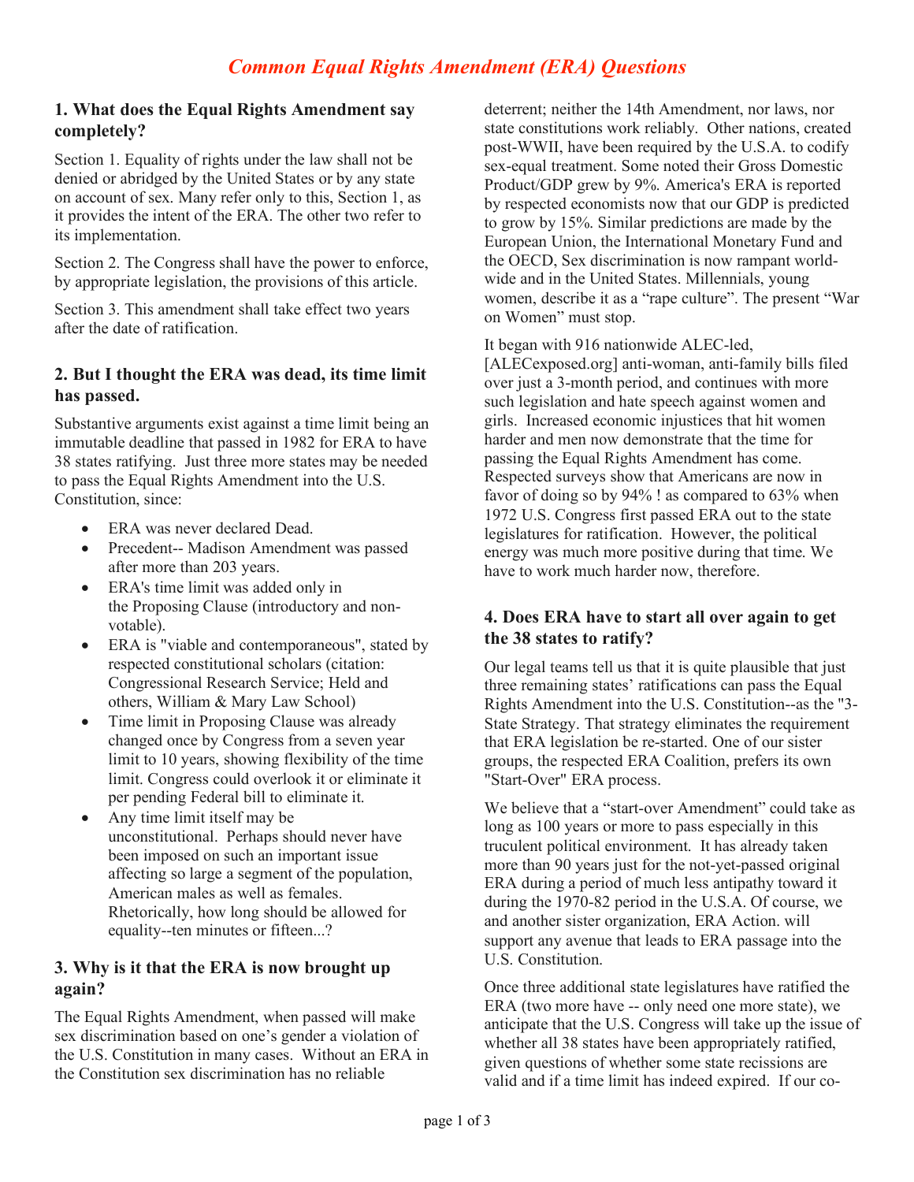# *Common Equal Rights Amendment (ERA) Questions*

## 1. What does the Equal Rights Amendment say completely?

Section 1. Equality of rights under the law shall not be denied or abridged by the United States or by any state on account of sex. Many refer only to this, Section 1, as it provides the intent of the ERA. The other two refer to its implementation.

Section 2. The Congress shall have the power to enforce, by appropriate legislation, the provisions of this article.

Section 3. This amendment shall take effect two years after the date of ratification.

## 2. But I thought the ERA was dead, its time limit has passed.

Substantive arguments exist against a time limit being an immutable deadline that passed in 1982 for ERA to have 38 states ratifying. Just three more states may be needed to pass the Equal Rights Amendment into the U.S. Constitution, since:

- ERA was never declared Dead.
- Precedent-- Madison Amendment was passed after more than 203 years.
- ERA's time limit was added only in the Proposing Clause (introductory and non-votable).
- ERA is "viable and contemporaneous", stated by respected constitutional scholars (citation: Congressional Research Service; Held and others, William & Mary Law School)
- Time limit in Proposing Clause was already changed once by Congress from a seven year limit to 10 years, showing flexibility of the time limit. Congress could overlook it or eliminate it per pending Federal bill to eliminate it.
- Any time limit itself may be unconstitutional. Perhaps should never have been imposed on such an important issue affecting so large a segment of the population, American males as well as females. Rhetorically, how long should be allowed for equality--ten minutes or fifteen...?

## 3. Why is it that the ERA is now brought up again?

The Equal Rights Amendment, when passed will make sex discrimination based on one's gender a violation of the U.S. Constitution in many cases. Without an ERA in the Constitution sex discrimination has no reliable deterrent; neither the 14th Amendment, nor laws, nor state constitutions work reliably. Other nations, created post-WWII, have been required by the U.S.A. to codify sex-equal treatment. Some noted their Gross Domestic Product/GDP grew by 9%. America's ERA is reported by respected economists now that our GDP is predicted to grow by 15%. Similar predictions are made by the European Union, the International Monetary Fund and the OECD, Sex discrimination is now rampant world-wide and in the United States. Millennials, young women, describe it as a "rape culture". The present "War on Women" must stop.

It began with 916 nationwide ALEC-led, [ALECexposed.org] anti-woman, anti-family bills filed over just a 3-month period, and continues with more such legislation and hate speech against women and girls. Increased economic injustices that hit women harder and men now demonstrate that the time for passing the Equal Rights Amendment has come. Respected surveys show that Americans are now in favor of doing so by 94% ! as compared to 63% when 1972 U.S. Congress first passed ERA out to the state legislatures for ratification. However, the political energy was much more positive during that time. We have to work much harder now, therefore.

## 4. Does ERA have to start all over again to get the 38 states to ratify?

Our legal teams tell us that it is quite plausible that just three remaining states' ratifications can pass the Equal Rights Amendment into the U.S. Constitution--as the "3-State Strategy. That strategy eliminates the requirement that ERA legislation be re-started. One of our sister groups, the respected ERA Coalition, prefers its own "Start-Over" ERA process.

We believe that a "start-over Amendment" could take as long as 100 years or more to pass especially in this truculent political environment. It has already taken more than 90 years just for the not-yet-passed original ERA during a period of much less antipathy toward it during the 1970-82 period in the U.S.A. Of course, we and another sister organization, ERA Action. will support any avenue that leads to ERA passage into the U.S. Constitution.

Once three additional state legislatures have ratified the ERA (two more have -- only need one more state), we anticipate that the U.S. Congress will take up the issue of whether all 38 states have been appropriately ratified, given questions of whether some state recissions are valid and if a time limit has indeed expired. If our co-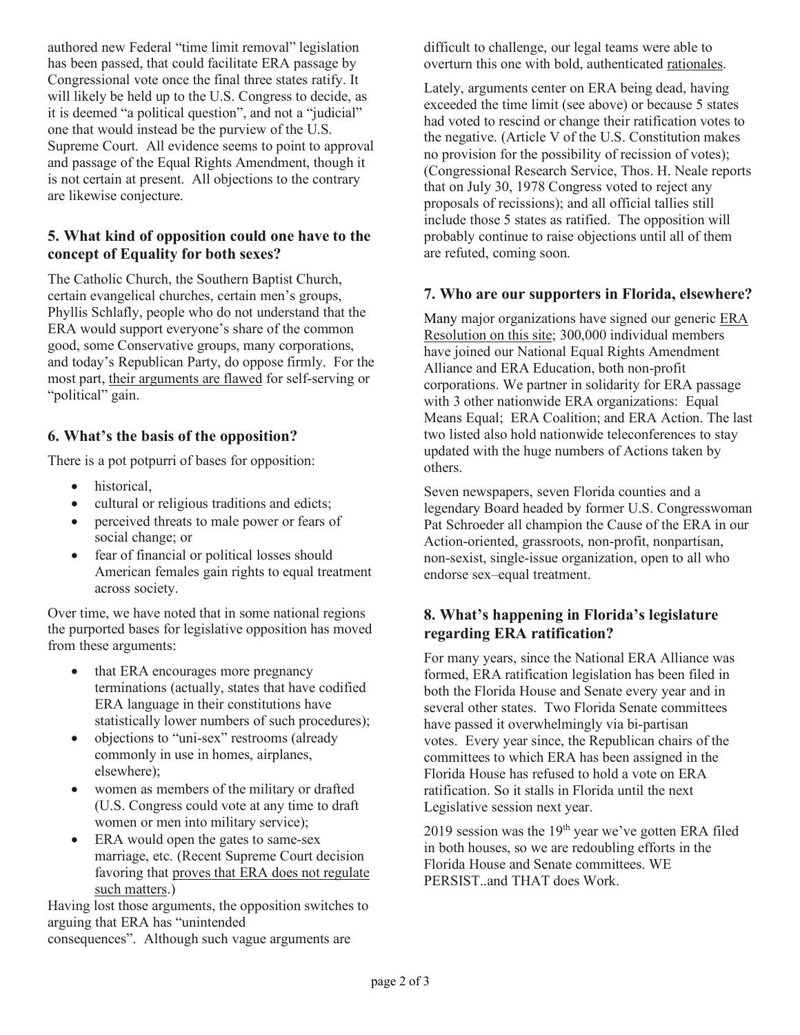authored new Federal "time limit removal" legislation has been passed, that could facilitate ERA passage by Congressional vote once the final three states ratify. It will likely be held up to the U.S. Congress to decide, as it is deemed "a political question", and not a "judicial" one that would instead be the purview of the U.S. Supreme Court. All evidence seems to point to approval and passage of the Equal Rights Amendment, though it is not certain at present. All objections to the contrary are likewise conjecture.

### 5. What kind of opposition could one have to the concept of Equality for both sexes?

The Catholic Church, the Southern Baptist Church, certain evangelical churches, certain men's groups, Phyllis Schlafly, people who do not understand that the ERA would support everyone's share of the common good, some Conservative groups, many corporations, and today's Republican Party, do oppose firmly. For the most part, their arguments are flawed for self-serving or "political" gain.

### 6. What's the basis of the opposition?

There is a pot potpurri of bases for opposition:

- historical,
- cultural or religious traditions and edicts;
- perceived threats to male power or fears of social change; or
- fear of financial or political losses should American females gain rights to equal treatment across society.

Over time, we have noted that in some national regions the purported bases for legislative opposition has moved from these arguments:

- that ERA encourages more pregnancy terminations (actually, states that have codified ERA language in their constitutions have statistically lower numbers of such procedures);
- objections to "uni-sex" restrooms (already commonly in use in homes, airplanes, elsewhere);
- women as members of the military or drafted (U.S. Congress could vote at any time to draft women or men into military service);
- ERA would open the gates to same-sex marriage, etc. (Recent Supreme Court decision favoring that proves that ERA does not regulate such matters.)

Having lost those arguments, the opposition switches to arguing that ERA has "unintended consequences". Although such vague arguments are difficult to challenge, our legal teams were able to overturn this one with bold, authenticated rationales.

Lately, arguments center on ERA being dead, having exceeded the time limit (see above) or because 5 states had voted to rescind or change their ratification votes to the negative. (Article V of the U.S. Constitution makes no provision for the possibility of recission of votes); (Congressional Research Service, Thos. H. Neale reports that on July 30, 1978 Congress voted to reject any proposals of recissions); and all official tallies still include those 5 states as ratified. The opposition will probably continue to raise objections until all of them are refuted, coming soon.

### 7. Who are our supporters in Florida, elsewhere?

Many major organizations have signed our generic ERA Resolution on this site; 300,000 individual members have joined our National Equal Rights Amendment Alliance and ERA Education, both non-profit corporations. We partner in solidarity for ERA passage with 3 other nationwide ERA organizations: Equal Means Equal; ERA Coalition; and ERA Action. The last two listed also hold nationwide teleconferences to stay updated with the huge numbers of Actions taken by others.

Seven newspapers, seven Florida counties and a legendary Board headed by former U.S. Congresswoman Pat Schroeder all champion the Cause of the ERA in our Action-oriented, grassroots, non-profit, nonpartisan, non-sexist, single-issue organization, open to all who endorse sex–equal treatment.

### 8. What's happening in Florida's legislature regarding ERA ratification?

For many years, since the National ERA Alliance was formed, ERA ratification legislation has been filed in both the Florida House and Senate every year and in several other states. Two Florida Senate committees have passed it overwhelmingly via bi-partisan votes. Every year since, the Republican chairs of the committees to which ERA has been assigned in the Florida House has refused to hold a vote on ERA ratification. So it stalls in Florida until the next Legislative session next year.

2019 session was the 19th year we've gotten ERA filed in both houses, so we are redoubling efforts in the Florida House and Senate committees. WE PERSIST..and THAT does Work.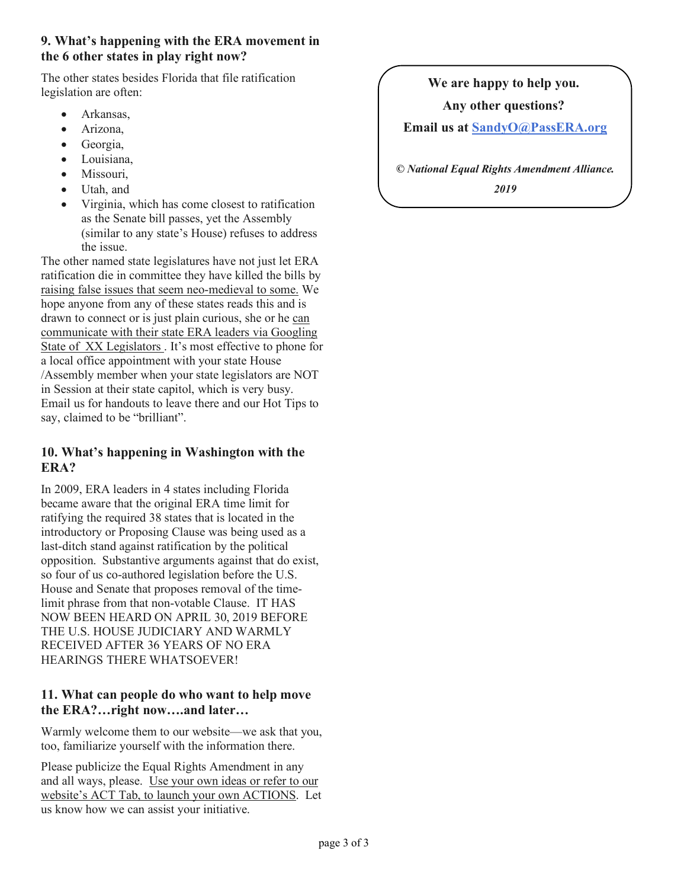### 9. What's happening with the ERA movement in the 6 other states in play right now?

The other states besides Florida that file ratification legislation are often:

- Arkansas,
- Arizona,
- Georgia,
- Louisiana,
- Missouri,
- Utah, and
- Virginia, which has come closest to ratification as the Senate bill passes, yet the Assembly (similar to any state's House) refuses to address the issue.

The other named state legislatures have not just let ERA ratification die in committee they have killed the bills by raising false issues that seem neo-medieval to some. We hope anyone from any of these states reads this and is drawn to connect or is just plain curious, she or he can communicate with their state ERA leaders via Googling State of XX Legislators . It's most effective to phone for a local office appointment with your state House /Assembly member when your state legislators are NOT in Session at their state capitol, which is very busy. Email us for handouts to leave there and our Hot Tips to say, claimed to be "brilliant".

### 10. What's happening in Washington with the ERA?

In 2009, ERA leaders in 4 states including Florida became aware that the original ERA time limit for ratifying the required 38 states that is located in the introductory or Proposing Clause was being used as a last-ditch stand against ratification by the political opposition. Substantive arguments against that do exist, so four of us co-authored legislation before the U.S. House and Senate that proposes removal of the time-limit phrase from that non-votable Clause. IT HAS NOW BEEN HEARD ON APRIL 30, 2019 BEFORE THE U.S. HOUSE JUDICIARY AND WARMLY RECEIVED AFTER 36 YEARS OF NO ERA HEARINGS THERE WHATSOEVER!

### 11. What can people do who want to help move the ERA?…right now….and later…

Warmly welcome them to our website—we ask that you, too, familiarize yourself with the information there.

Please publicize the Equal Rights Amendment in any and all ways, please. Use your own ideas or refer to our website's ACT Tab, to launch your own ACTIONS. Let us know how we can assist your initiative.

**We are happy to help you.**

**Any other questions?**

**Email us at SandyO@PassERA.org**

***© National Equal Rights Amendment Alliance. 2019***